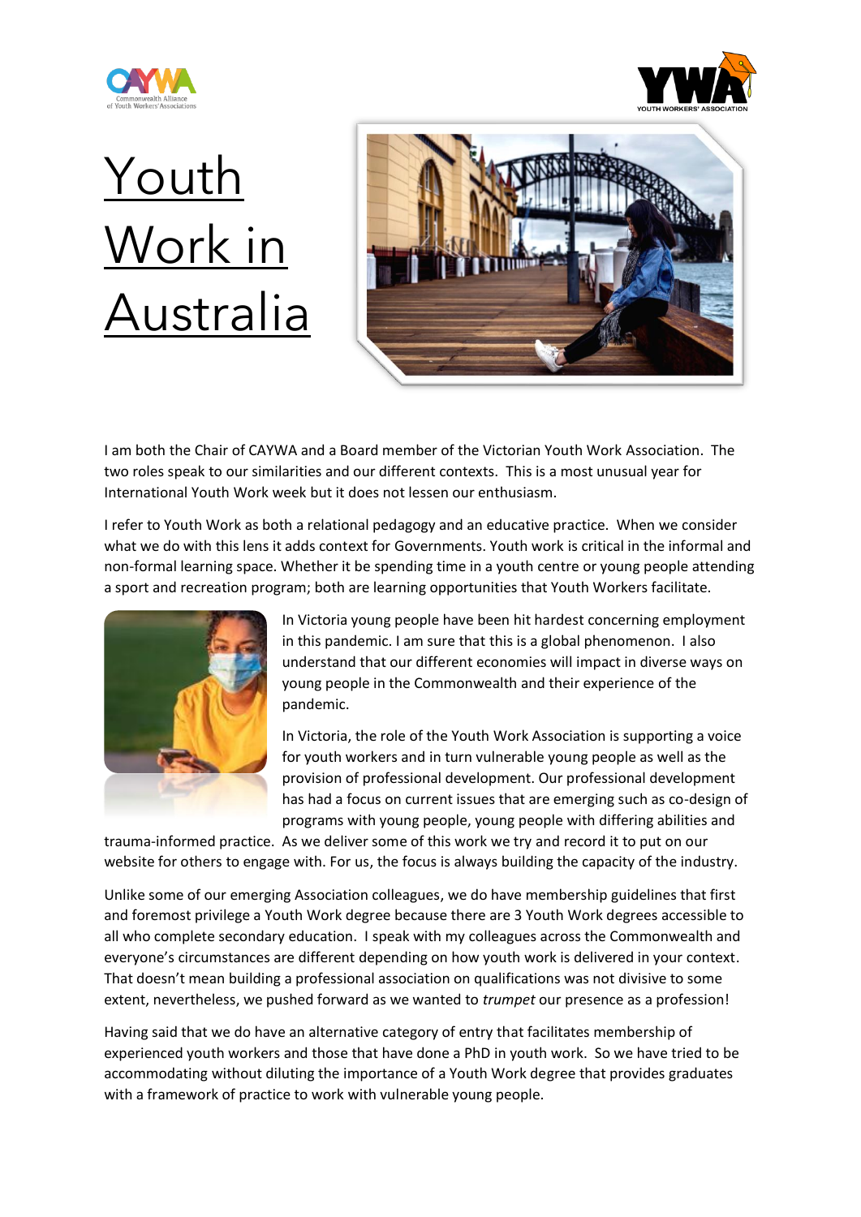# Youth Work in Australia

I am both the Chair of CAYWA and a Board member of the Victorian Youth Work Association. The two roles speak to our similarities and our different contexts. This is a most unusual year for International Youth Work week but it does not lessen our enthusiasm.

I refer to Youth Work as both a relational pedagogy and an educative practice. When we consider what we do with this lens it adds context for Governments. Youth work is critical in the informal and non-formal learning space. Whether it be spending time in a youth centre or young people attending a sport and recreation program; both are learning opportunities that Youth Workers facilitate.

In Victoria young people have been hit hardest concerning employment in this pandemic. I am sure that this is a global phenomenon. I also understand that our different economies will impact in diverse ways on young people in the Commonwealth and their experience of the pandemic.

In Victoria, the role of the Youth Work Association is supporting a voice for youth workers and in turn vulnerable young people as well as the provision of professional development. Our professional development has had a focus on current issues that are emerging such as co-design of programs with young people, young people with differing abilities and trauma-informed practice. As we deliver some of this work we try and record it to put on our website for others to engage with. For us, the focus is always building the capacity of the industry.

Unlike some of our emerging Association colleagues, we do have membership guidelines that first and foremost privilege a Youth Work degree because there are 3 Youth Work degrees accessible to all who complete secondary education. I speak with my colleagues across the Commonwealth and everyone's circumstances are different depending on how youth work is delivered in your context. That doesn't mean building a professional association on qualifications was not divisive to some extent, nevertheless, we pushed forward as we wanted to *trumpet* our presence as a profession!

Having said that we do have an alternative category of entry that facilitates membership of experienced youth workers and those that have done a PhD in youth work. So we have tried to be accommodating without diluting the importance of a Youth Work degree that provides graduates with a framework of practice to work with vulnerable young people.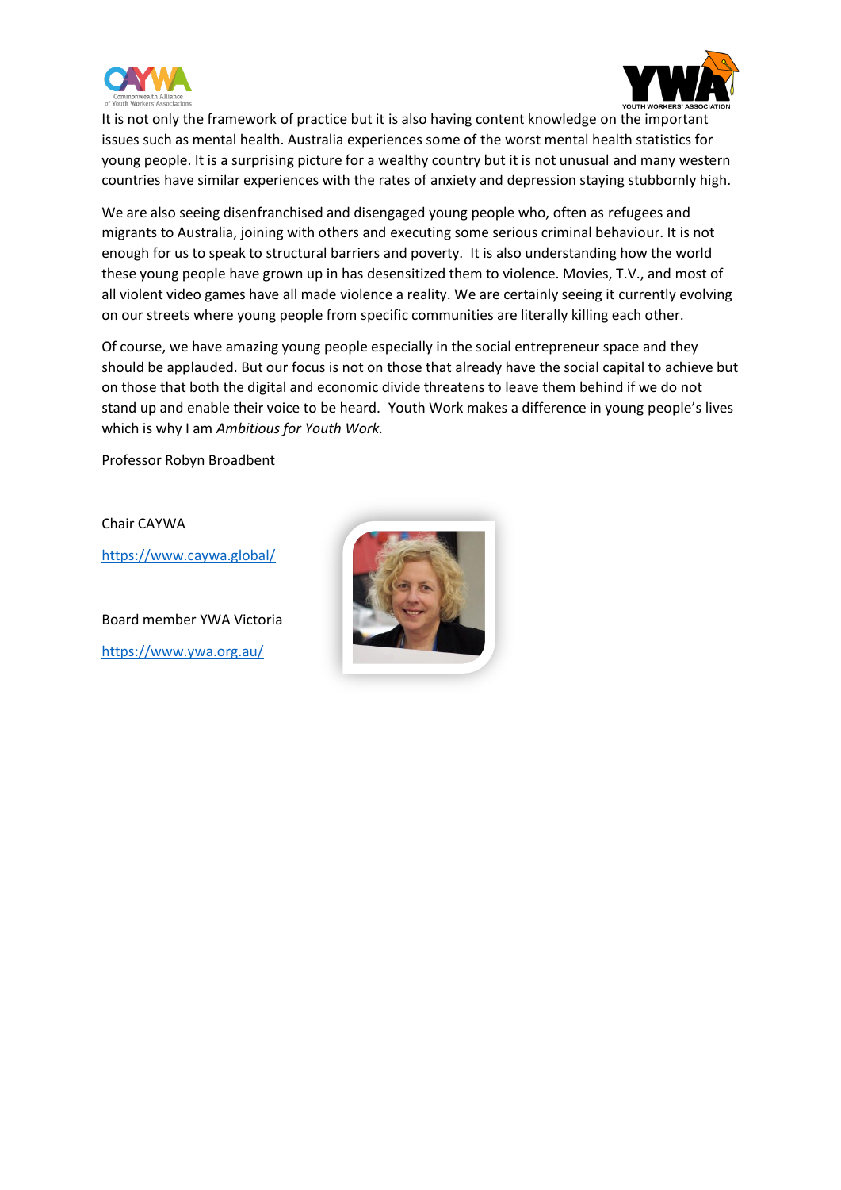It is not only the framework of practice but it is also having content knowledge on the important issues such as mental health. Australia experiences some of the worst mental health statistics for young people. It is a surprising picture for a wealthy country but it is not unusual and many western countries have similar experiences with the rates of anxiety and depression staying stubbornly high.

We are also seeing disenfranchised and disengaged young people who, often as refugees and migrants to Australia, joining with others and executing some serious criminal behaviour. It is not enough for us to speak to structural barriers and poverty. It is also understanding how the world these young people have grown up in has desensitized them to violence. Movies, T.V., and most of all violent video games have all made violence a reality. We are certainly seeing it currently evolving on our streets where young people from specific communities are literally killing each other.

Of course, we have amazing young people especially in the social entrepreneur space and they should be applauded. But our focus is not on those that already have the social capital to achieve but on those that both the digital and economic divide threatens to leave them behind if we do not stand up and enable their voice to be heard. Youth Work makes a difference in young people's lives which is why I am *Ambitious for Youth Work.*

Professor Robyn Broadbent

Chair CAYWA

https://www.caywa.global/

Board member YWA Victoria

https://www.ywa.org.au/